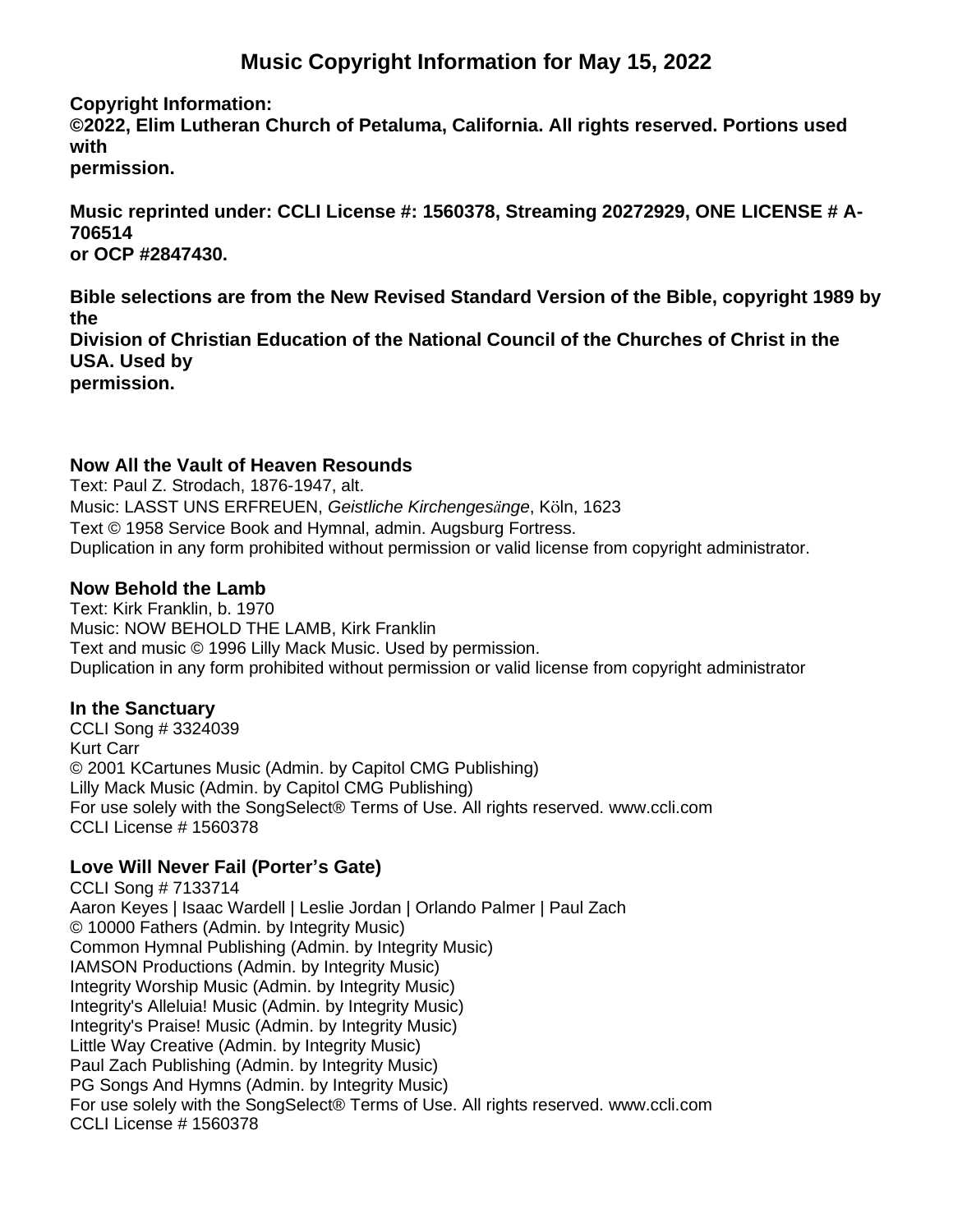# Music Copyright Information for May 15, 2022

**Copyright Information:**
**©2022, Elim Lutheran Church of Petaluma, California. All rights reserved. Portions used with permission.**

**Music reprinted under: CCLI License #: 1560378, Streaming 20272929, ONE LICENSE # A-706514 or OCP #2847430.**

**Bible selections are from the New Revised Standard Version of the Bible, copyright 1989 by the Division of Christian Education of the National Council of the Churches of Christ in the USA. Used by permission.**

### Now All the Vault of Heaven Resounds

Text: Paul Z. Strodach, 1876-1947, alt.
Music: LASST UNS ERFREUEN, *Geistliche Kirchengesänge*, Köln, 1623
Text © 1958 Service Book and Hymnal, admin. Augsburg Fortress.
Duplication in any form prohibited without permission or valid license from copyright administrator.

### Now Behold the Lamb

Text: Kirk Franklin, b. 1970
Music: NOW BEHOLD THE LAMB, Kirk Franklin
Text and music © 1996 Lilly Mack Music. Used by permission.
Duplication in any form prohibited without permission or valid license from copyright administrator

### In the Sanctuary

CCLI Song # 3324039
Kurt Carr
© 2001 KCartunes Music (Admin. by Capitol CMG Publishing)
Lilly Mack Music (Admin. by Capitol CMG Publishing)
For use solely with the SongSelect® Terms of Use. All rights reserved. www.ccli.com
CCLI License # 1560378

### Love Will Never Fail (Porter's Gate)

CCLI Song # 7133714
Aaron Keyes | Isaac Wardell | Leslie Jordan | Orlando Palmer | Paul Zach
© 10000 Fathers (Admin. by Integrity Music)
Common Hymnal Publishing (Admin. by Integrity Music)
IAMSON Productions (Admin. by Integrity Music)
Integrity Worship Music (Admin. by Integrity Music)
Integrity's Alleluia! Music (Admin. by Integrity Music)
Integrity's Praise! Music (Admin. by Integrity Music)
Little Way Creative (Admin. by Integrity Music)
Paul Zach Publishing (Admin. by Integrity Music)
PG Songs And Hymns (Admin. by Integrity Music)
For use solely with the SongSelect® Terms of Use. All rights reserved. www.ccli.com
CCLI License # 1560378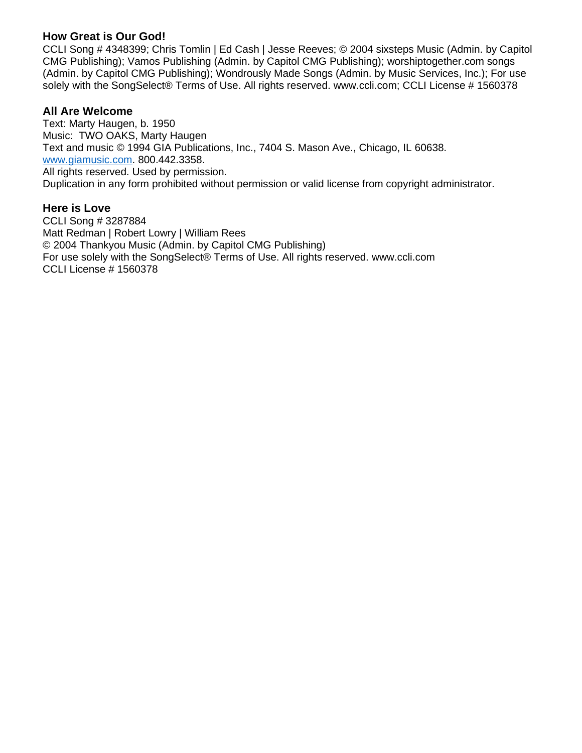**How Great is Our God!**
CCLI Song # 4348399; Chris Tomlin | Ed Cash | Jesse Reeves; © 2004 sixsteps Music (Admin. by Capitol CMG Publishing); Vamos Publishing (Admin. by Capitol CMG Publishing); worshiptogether.com songs (Admin. by Capitol CMG Publishing); Wondrously Made Songs (Admin. by Music Services, Inc.); For use solely with the SongSelect® Terms of Use. All rights reserved. www.ccli.com; CCLI License # 1560378

**All Are Welcome**
Text: Marty Haugen, b. 1950
Music: TWO OAKS, Marty Haugen
Text and music © 1994 GIA Publications, Inc., 7404 S. Mason Ave., Chicago, IL 60638.
www.giamusic.com. 800.442.3358.
All rights reserved. Used by permission.
Duplication in any form prohibited without permission or valid license from copyright administrator.

**Here is Love**
CCLI Song # 3287884
Matt Redman | Robert Lowry | William Rees
© 2004 Thankyou Music (Admin. by Capitol CMG Publishing)
For use solely with the SongSelect® Terms of Use. All rights reserved. www.ccli.com
CCLI License # 1560378